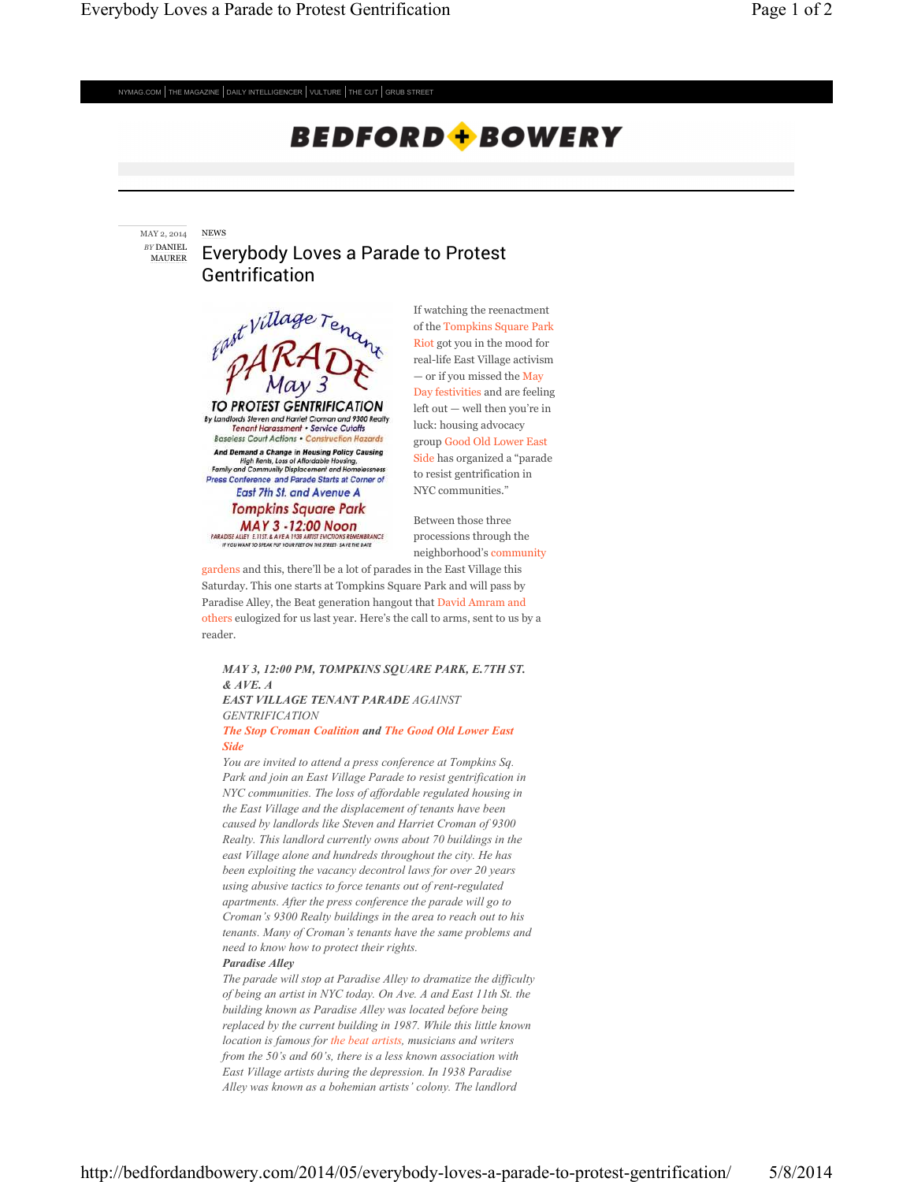NYMAG.COM | THE MAGAZINE | DAILY INTELLIGENCER | VULTURE | THE CUT | GRUB STREET

# BEDFORD + BOWERY

MAY 2, 2014
BY DANIEL MAURER

NEWS

## Everybody Loves a Parade to Protest Gentrification

East Village Tenant PARADE May 3
TO PROTEST GENTRIFICATION
By Landlords Steven and Harriet Croman and 9300 Realty
Tenant Harassment • Service Cutoffs
Baseless Court Actions • Construction Hazards
And Demand a Change in Housing Policy Causing
High Rents, Loss of Affordable Housing,
Family and Community Displacement and Homelessness
Press Conference and Parade Starts at Corner of
East 7th St. and Avenue A
Tompkins Square Park
MAY 3 - 12:00 Noon
PARADISE ALLEY E.11ST. & AVE A 1938 ARTIST EVICTIONS REMEMBRANCE
IF YOU WANT TO SPEAK PUT YOUR FEET ON THE STREET · SAVE THE DATE

If watching the reenactment of the Tompkins Square Park Riot got you in the mood for real-life East Village activism — or if you missed the May Day festivities and are feeling left out — well then you're in luck: housing advocacy group Good Old Lower East Side has organized a "parade to resist gentrification in NYC communities."

Between those three processions through the neighborhood's community gardens and this, there'll be a lot of parades in the East Village this Saturday. This one starts at Tompkins Square Park and will pass by Paradise Alley, the Beat generation hangout that David Amram and others eulogized for us last year. Here's the call to arms, sent to us by a reader.

> ***MAY 3, 12:00 PM, TOMPKINS SQUARE PARK, E.7TH ST. & AVE. A***
> ***EAST VILLAGE TENANT PARADE*** *AGAINST GENTRIFICATION*
> ***The Stop Croman Coalition and The Good Old Lower East Side***
> *You are invited to attend a press conference at Tompkins Sq. Park and join an East Village Parade to resist gentrification in NYC communities. The loss of affordable regulated housing in the East Village and the displacement of tenants have been caused by landlords like Steven and Harriet Croman of 9300 Realty. This landlord currently owns about 70 buildings in the east Village alone and hundreds throughout the city. He has been exploiting the vacancy decontrol laws for over 20 years using abusive tactics to force tenants out of rent-regulated apartments. After the press conference the parade will go to Croman's 9300 Realty buildings in the area to reach out to his tenants. Many of Croman's tenants have the same problems and need to know how to protect their rights.*
> ***Paradise Alley***
> *The parade will stop at Paradise Alley to dramatize the difficulty of being an artist in NYC today. On Ave. A and East 11th St. the building known as Paradise Alley was located before being replaced by the current building in 1987. While this little known location is famous for the beat artists, musicians and writers from the 50's and 60's, there is a less known association with East Village artists during the depression. In 1938 Paradise Alley was known as a bohemian artists' colony. The landlord*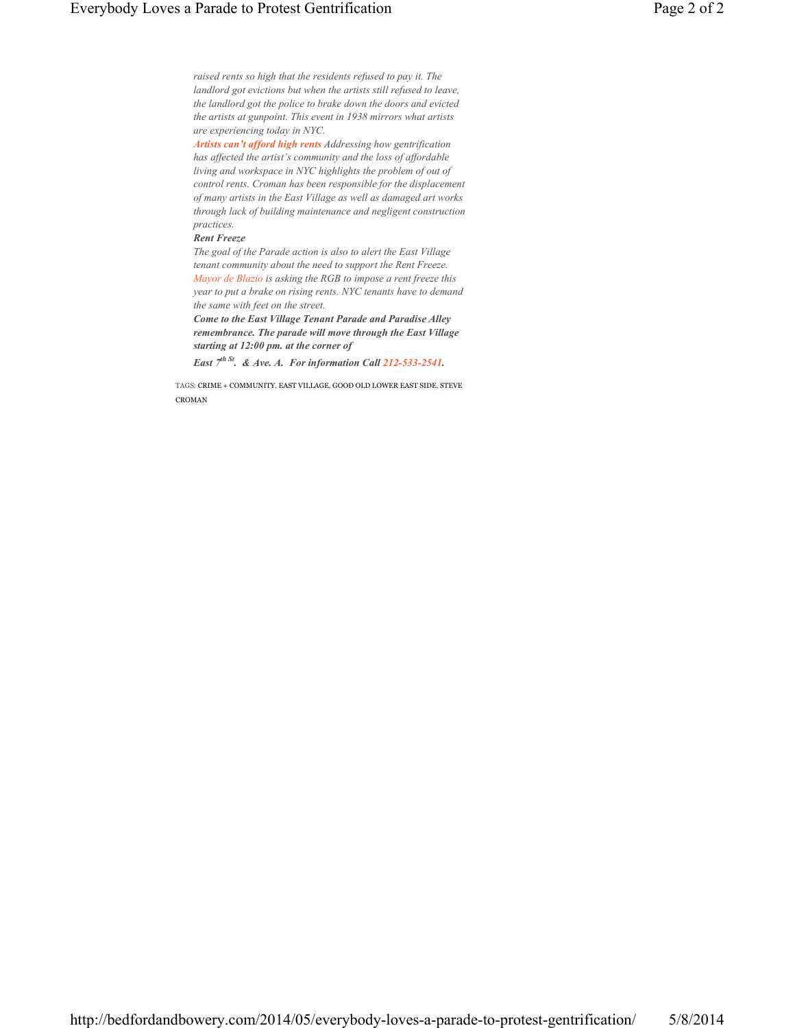*raised rents so high that the residents refused to pay it. The landlord got evictions but when the artists still refused to leave, the landlord got the police to brake down the doors and evicted the artists at gunpoint. This event in 1938 mirrors what artists are experiencing today in NYC.*

***Artists can't afford high rents*** *Addressing how gentrification has affected the artist's community and the loss of affordable living and workspace in NYC highlights the problem of out of control rents. Croman has been responsible for the displacement of many artists in the East Village as well as damaged art works through lack of building maintenance and negligent construction practices.*

***Rent Freeze***

*The goal of the Parade action is also to alert the East Village tenant community about the need to support the Rent Freeze. Mayor de Blazio is asking the RGB to impose a rent freeze this year to put a brake on rising rents. NYC tenants have to demand the same with feet on the street.*

***Come to the East Village Tenant Parade and Paradise Alley remembrance. The parade will move through the East Village starting at 12:00 pm. at the corner of***

***East 7th St. & Ave. A. For information Call 212-533-2541.***

TAGS: CRIME + COMMUNITY, EAST VILLAGE, GOOD OLD LOWER EAST SIDE, STEVE CROMAN